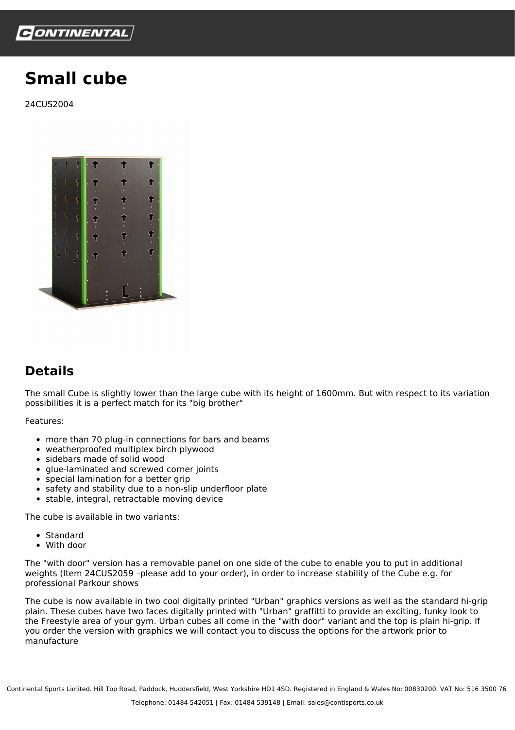# Small cube

24CUS2004

## Details

The small Cube is slightly lower than the large cube with its height of 1600mm. But with respect to its variation possibilities it is a perfect match for its "big brother"

Features:

- more than 70 plug-in connections for bars and beams
- weatherproofed multiplex birch plywood
- sidebars made of solid wood
- glue-laminated and screwed corner joints
- special lamination for a better grip
- safety and stability due to a non-slip underfloor plate
- stable, integral, retractable moving device

The cube is available in two variants:

- Standard
- With door

The "with door" version has a removable panel on one side of the cube to enable you to put in additional weights (Item 24CUS2059 –please add to your order), in order to increase stability of the Cube e.g. for professional Parkour shows

The cube is now available in two cool digitally printed "Urban" graphics versions as well as the standard hi-grip plain. These cubes have two faces digitally printed with "Urban" graffitti to provide an exciting, funky look to the Freestyle area of your gym. Urban cubes all come in the "with door" variant and the top is plain hi-grip. If you order the version with graphics we will contact you to discuss the options for the artwork prior to manufacture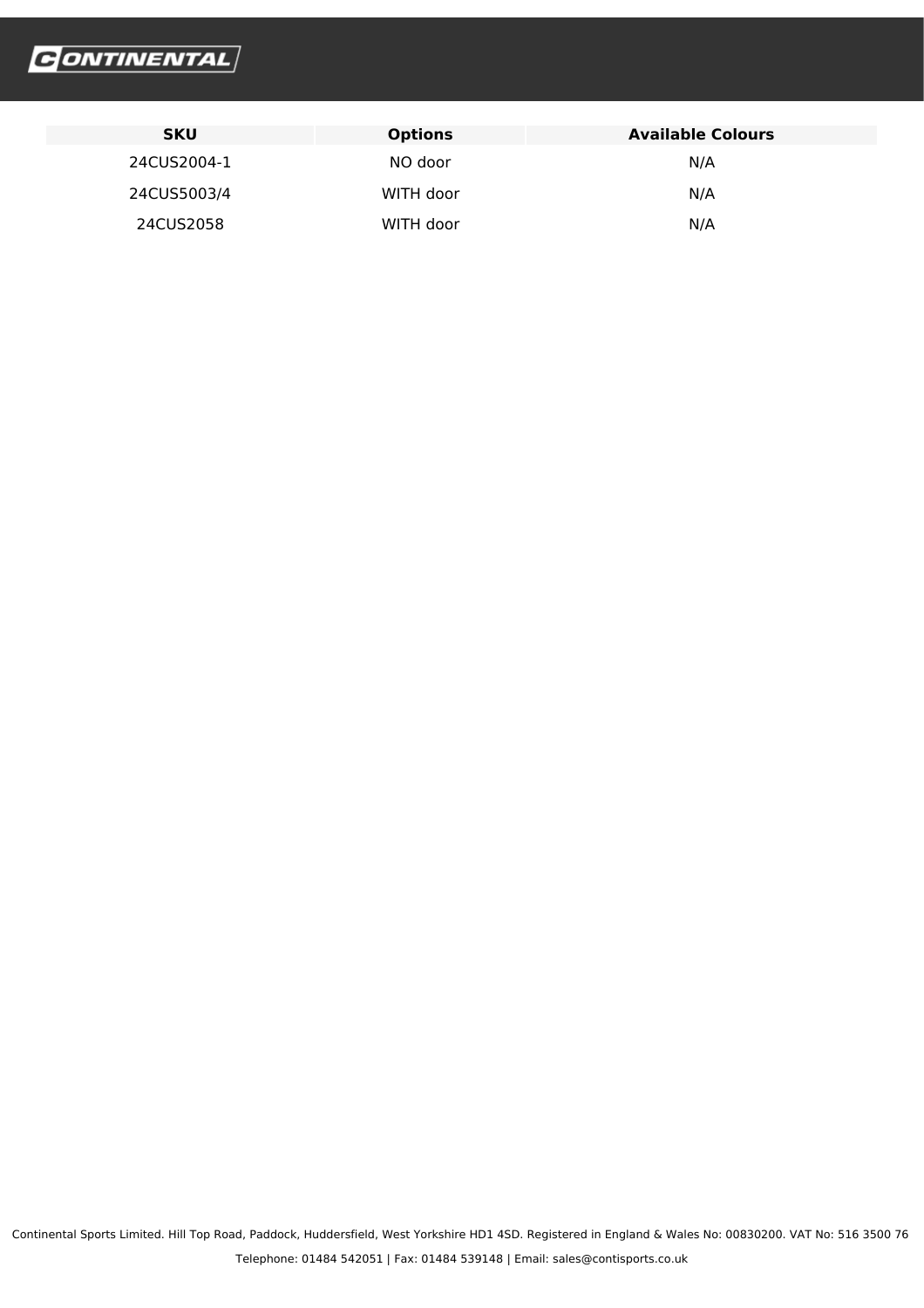| SKU | Options | Available Colours |
| --- | --- | --- |
| 24CUS2004-1 | NO door | N/A |
| 24CUS5003/4 | WITH door | N/A |
| 24CUS2058 | WITH door | N/A |